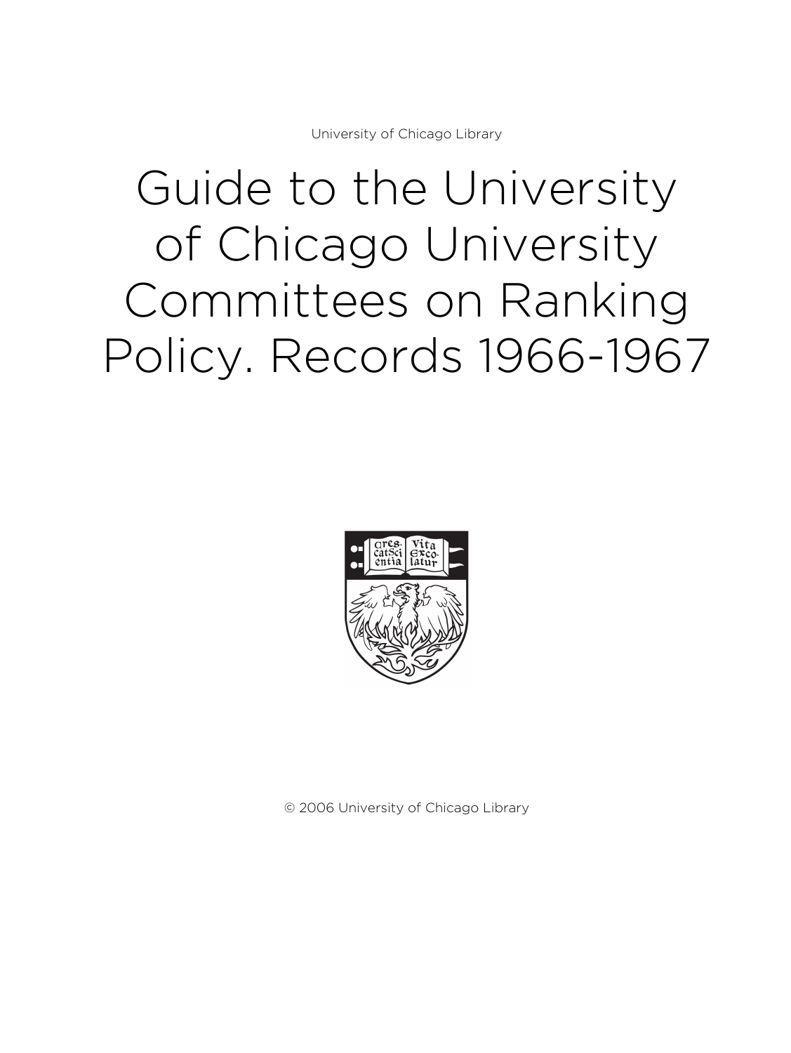University of Chicago Library

# Guide to the University of Chicago University Committees on Ranking Policy. Records 1966-1967

© 2006 University of Chicago Library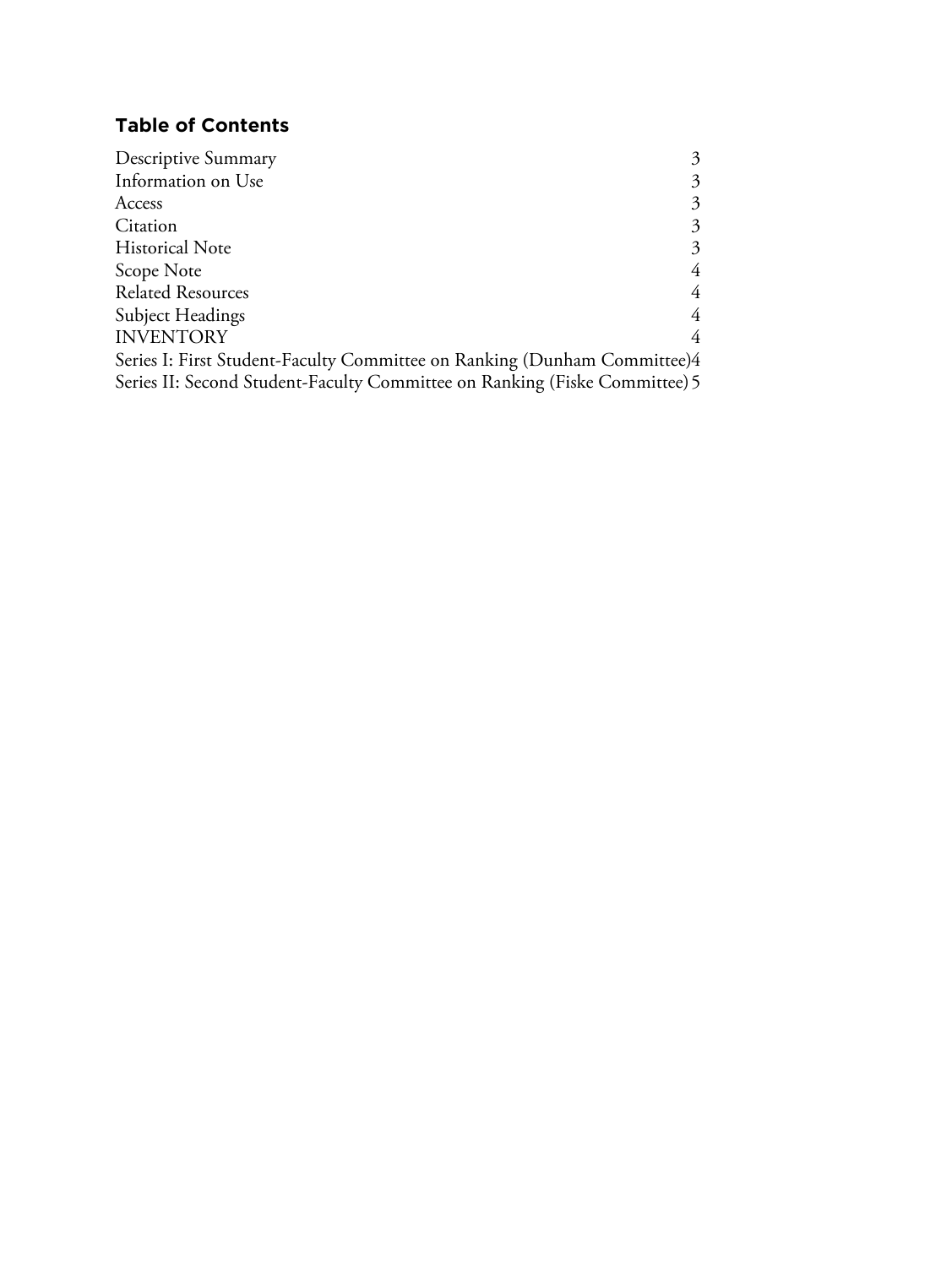## Table of Contents

| | |
|---|---|
| Descriptive Summary | 3 |
| Information on Use | 3 |
| Access | 3 |
| Citation | 3 |
| Historical Note | 3 |
| Scope Note | 4 |
| Related Resources | 4 |
| Subject Headings | 4 |
| INVENTORY | 4 |
| Series I: First Student-Faculty Committee on Ranking (Dunham Committee) | 4 |
| Series II: Second Student-Faculty Committee on Ranking (Fiske Committee) | 5 |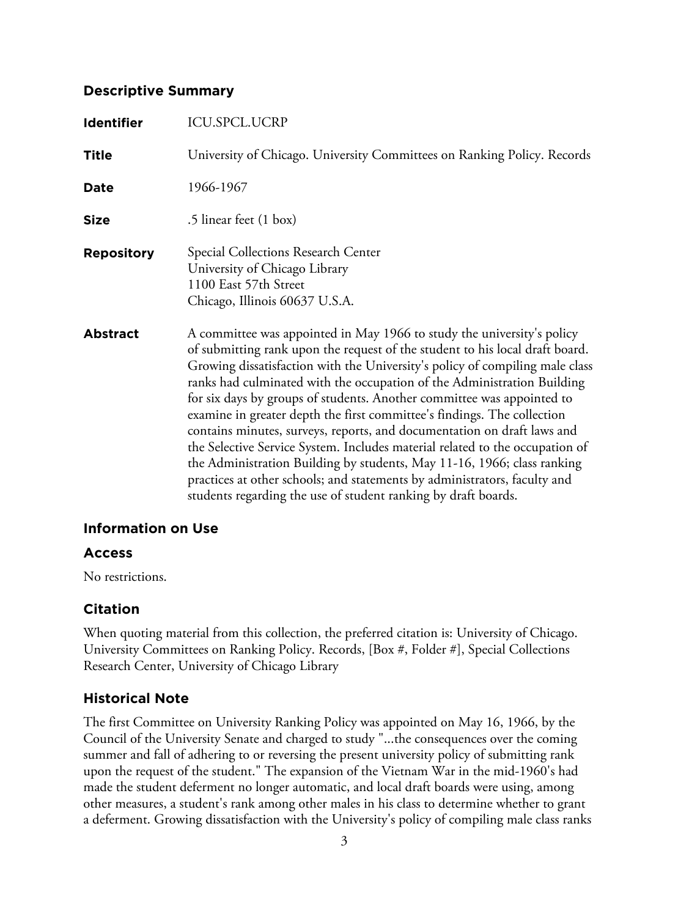## Descriptive Summary

**Identifier** ICU.SPCL.UCRP

**Title** University of Chicago. University Committees on Ranking Policy. Records

**Date** 1966-1967

**Size** .5 linear feet (1 box)

**Repository** Special Collections Research Center
University of Chicago Library
1100 East 57th Street
Chicago, Illinois 60637 U.S.A.

**Abstract** A committee was appointed in May 1966 to study the university's policy of submitting rank upon the request of the student to his local draft board. Growing dissatisfaction with the University's policy of compiling male class ranks had culminated with the occupation of the Administration Building for six days by groups of students. Another committee was appointed to examine in greater depth the first committee's findings. The collection contains minutes, surveys, reports, and documentation on draft laws and the Selective Service System. Includes material related to the occupation of the Administration Building by students, May 11-16, 1966; class ranking practices at other schools; and statements by administrators, faculty and students regarding the use of student ranking by draft boards.

## Information on Use

### Access

No restrictions.

### Citation

When quoting material from this collection, the preferred citation is: University of Chicago. University Committees on Ranking Policy. Records, [Box #, Folder #], Special Collections Research Center, University of Chicago Library

## Historical Note

The first Committee on University Ranking Policy was appointed on May 16, 1966, by the Council of the University Senate and charged to study "...the consequences over the coming summer and fall of adhering to or reversing the present university policy of submitting rank upon the request of the student." The expansion of the Vietnam War in the mid-1960's had made the student deferment no longer automatic, and local draft boards were using, among other measures, a student's rank among other males in his class to determine whether to grant a deferment. Growing dissatisfaction with the University's policy of compiling male class ranks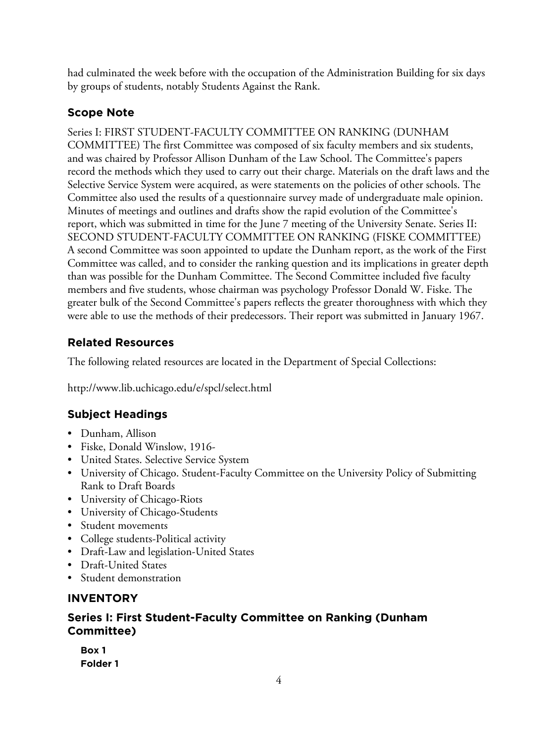had culminated the week before with the occupation of the Administration Building for six days by groups of students, notably Students Against the Rank.

## Scope Note

Series I: FIRST STUDENT-FACULTY COMMITTEE ON RANKING (DUNHAM COMMITTEE) The first Committee was composed of six faculty members and six students, and was chaired by Professor Allison Dunham of the Law School. The Committee's papers record the methods which they used to carry out their charge. Materials on the draft laws and the Selective Service System were acquired, as were statements on the policies of other schools. The Committee also used the results of a questionnaire survey made of undergraduate male opinion. Minutes of meetings and outlines and drafts show the rapid evolution of the Committee's report, which was submitted in time for the June 7 meeting of the University Senate. Series II: SECOND STUDENT-FACULTY COMMITTEE ON RANKING (FISKE COMMITTEE) A second Committee was soon appointed to update the Dunham report, as the work of the First Committee was called, and to consider the ranking question and its implications in greater depth than was possible for the Dunham Committee. The Second Committee included five faculty members and five students, whose chairman was psychology Professor Donald W. Fiske. The greater bulk of the Second Committee's papers reflects the greater thoroughness with which they were able to use the methods of their predecessors. Their report was submitted in January 1967.

## Related Resources

The following related resources are located in the Department of Special Collections:

http://www.lib.uchicago.edu/e/spcl/select.html

## Subject Headings

- Dunham, Allison
- Fiske, Donald Winslow, 1916-
- United States. Selective Service System
- University of Chicago. Student-Faculty Committee on the University Policy of Submitting Rank to Draft Boards
- University of Chicago-Riots
- University of Chicago-Students
- Student movements
- College students-Political activity
- Draft-Law and legislation-United States
- Draft-United States
- Student demonstration

## INVENTORY

### Series I: First Student-Faculty Committee on Ranking (Dunham Committee)

**Box 1**
**Folder 1**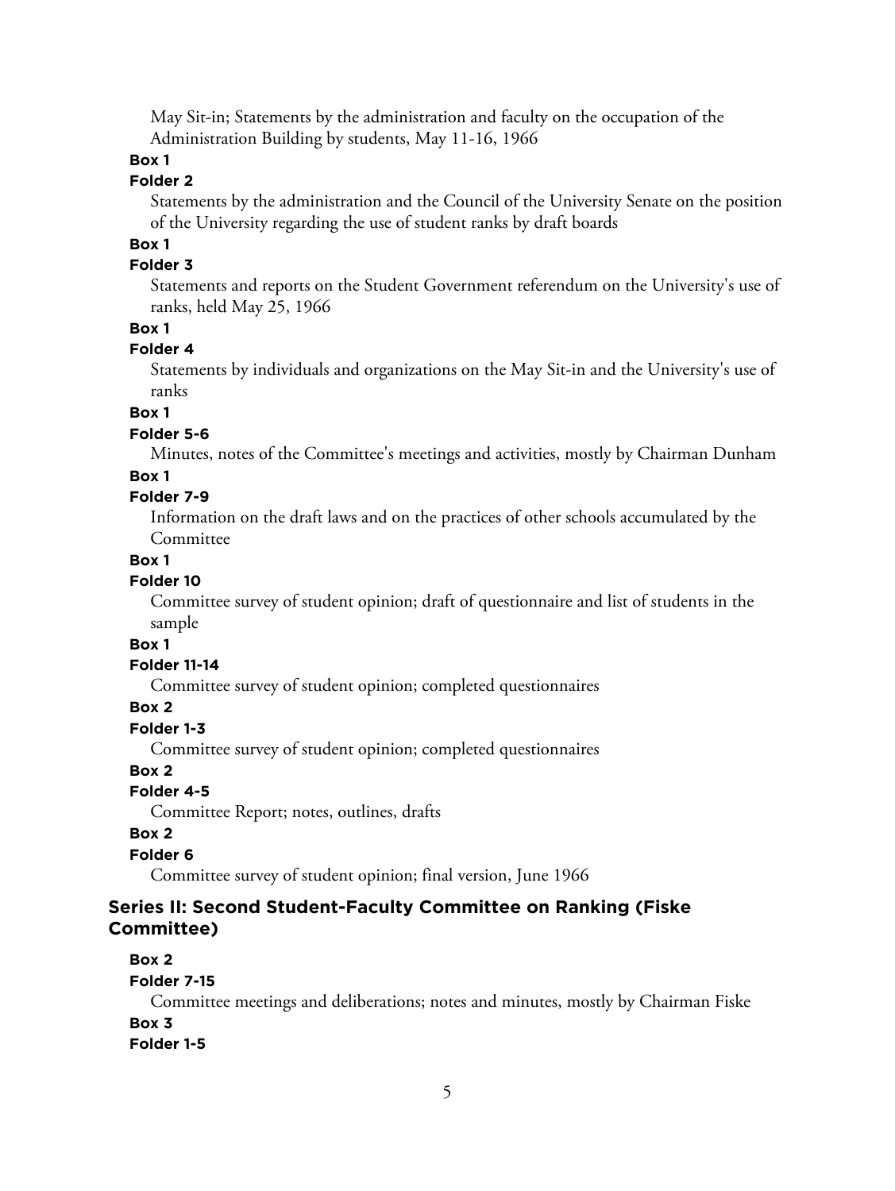May Sit-in; Statements by the administration and faculty on the occupation of the Administration Building by students, May 11-16, 1966

**Box 1**

**Folder 2**

Statements by the administration and the Council of the University Senate on the position of the University regarding the use of student ranks by draft boards

**Box 1**

**Folder 3**

Statements and reports on the Student Government referendum on the University's use of ranks, held May 25, 1966

**Box 1**

**Folder 4**

Statements by individuals and organizations on the May Sit-in and the University's use of ranks

**Box 1**

**Folder 5-6**

Minutes, notes of the Committee's meetings and activities, mostly by Chairman Dunham

**Box 1**

**Folder 7-9**

Information on the draft laws and on the practices of other schools accumulated by the Committee

**Box 1**

**Folder 10**

Committee survey of student opinion; draft of questionnaire and list of students in the sample

**Box 1**

**Folder 11-14**

Committee survey of student opinion; completed questionnaires

**Box 2**

**Folder 1-3**

Committee survey of student opinion; completed questionnaires

**Box 2**

**Folder 4-5**

Committee Report; notes, outlines, drafts

**Box 2**

**Folder 6**

Committee survey of student opinion; final version, June 1966

### Series II: Second Student-Faculty Committee on Ranking (Fiske Committee)

**Box 2**

**Folder 7-15**

Committee meetings and deliberations; notes and minutes, mostly by Chairman Fiske

**Box 3**

**Folder 1-5**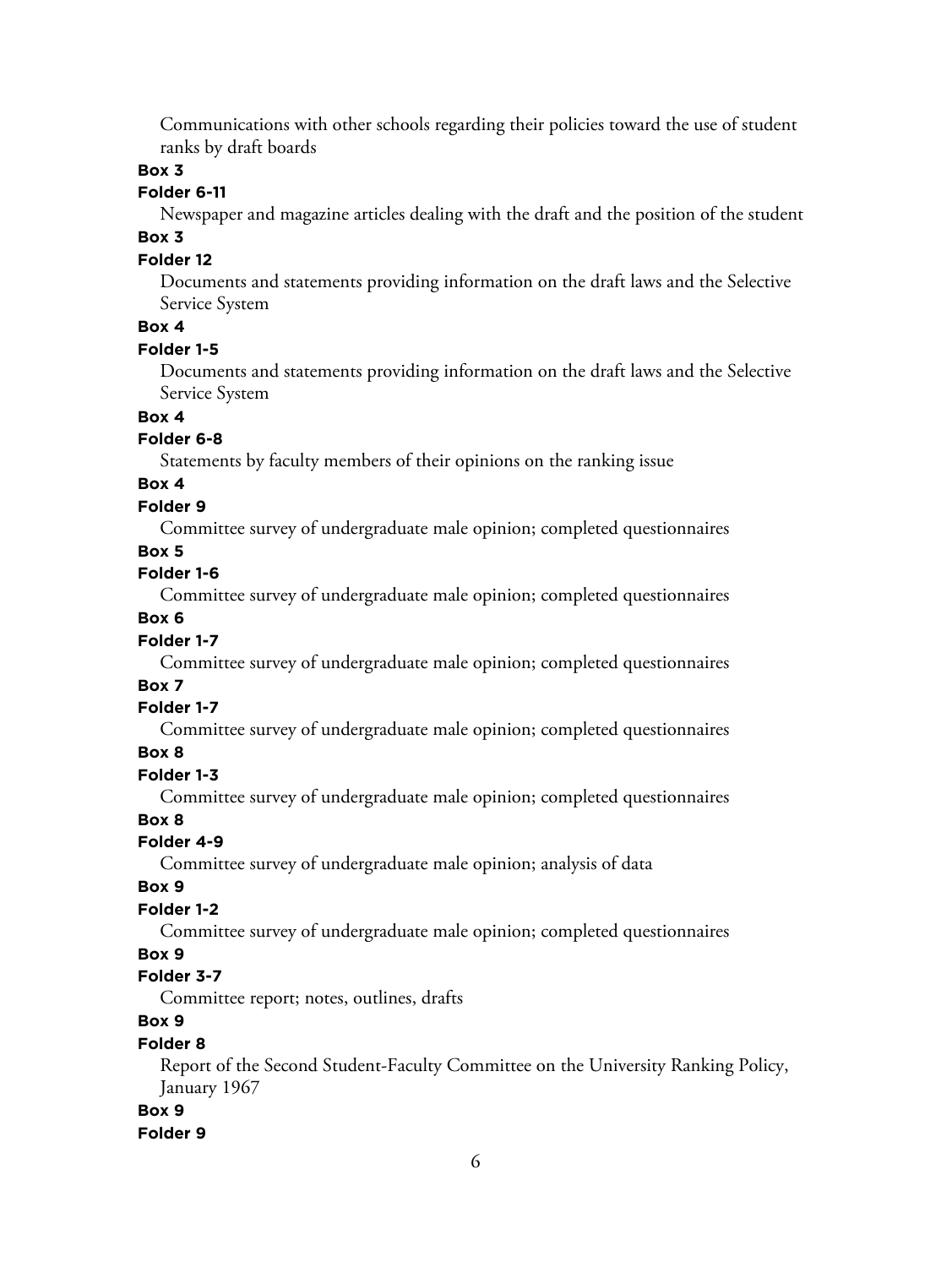Communications with other schools regarding their policies toward the use of student ranks by draft boards

**Box 3**

**Folder 6-11**

Newspaper and magazine articles dealing with the draft and the position of the student

**Box 3**

**Folder 12**

Documents and statements providing information on the draft laws and the Selective Service System

**Box 4**

**Folder 1-5**

Documents and statements providing information on the draft laws and the Selective Service System

**Box 4**

**Folder 6-8**

Statements by faculty members of their opinions on the ranking issue

**Box 4**

**Folder 9**

Committee survey of undergraduate male opinion; completed questionnaires

**Box 5**

**Folder 1-6**

Committee survey of undergraduate male opinion; completed questionnaires

**Box 6**

**Folder 1-7**

Committee survey of undergraduate male opinion; completed questionnaires

**Box 7**

**Folder 1-7**

Committee survey of undergraduate male opinion; completed questionnaires

**Box 8**

**Folder 1-3**

Committee survey of undergraduate male opinion; completed questionnaires

**Box 8**

**Folder 4-9**

Committee survey of undergraduate male opinion; analysis of data

**Box 9**

**Folder 1-2**

Committee survey of undergraduate male opinion; completed questionnaires

**Box 9**

**Folder 3-7**

Committee report; notes, outlines, drafts

**Box 9**

**Folder 8**

Report of the Second Student-Faculty Committee on the University Ranking Policy, January 1967

**Box 9**

**Folder 9**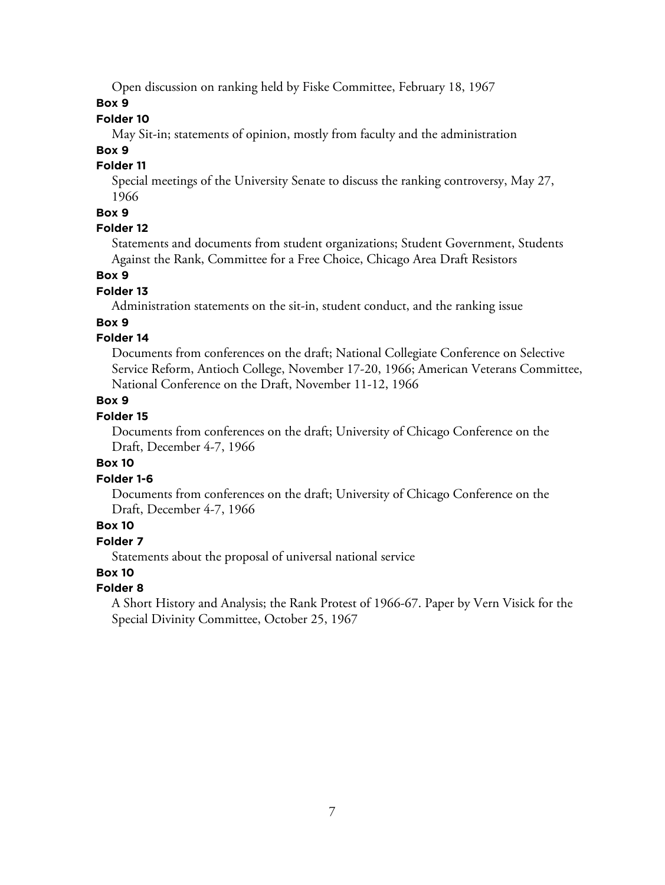Open discussion on ranking held by Fiske Committee, February 18, 1967

**Box 9**

**Folder 10**

May Sit-in; statements of opinion, mostly from faculty and the administration

**Box 9**

**Folder 11**

Special meetings of the University Senate to discuss the ranking controversy, May 27, 1966

**Box 9**

**Folder 12**

Statements and documents from student organizations; Student Government, Students Against the Rank, Committee for a Free Choice, Chicago Area Draft Resistors

**Box 9**

**Folder 13**

Administration statements on the sit-in, student conduct, and the ranking issue

**Box 9**

**Folder 14**

Documents from conferences on the draft; National Collegiate Conference on Selective Service Reform, Antioch College, November 17-20, 1966; American Veterans Committee, National Conference on the Draft, November 11-12, 1966

**Box 9**

**Folder 15**

Documents from conferences on the draft; University of Chicago Conference on the Draft, December 4-7, 1966

**Box 10**

**Folder 1-6**

Documents from conferences on the draft; University of Chicago Conference on the Draft, December 4-7, 1966

**Box 10**

**Folder 7**

Statements about the proposal of universal national service

**Box 10**

**Folder 8**

A Short History and Analysis; the Rank Protest of 1966-67. Paper by Vern Visick for the Special Divinity Committee, October 25, 1967